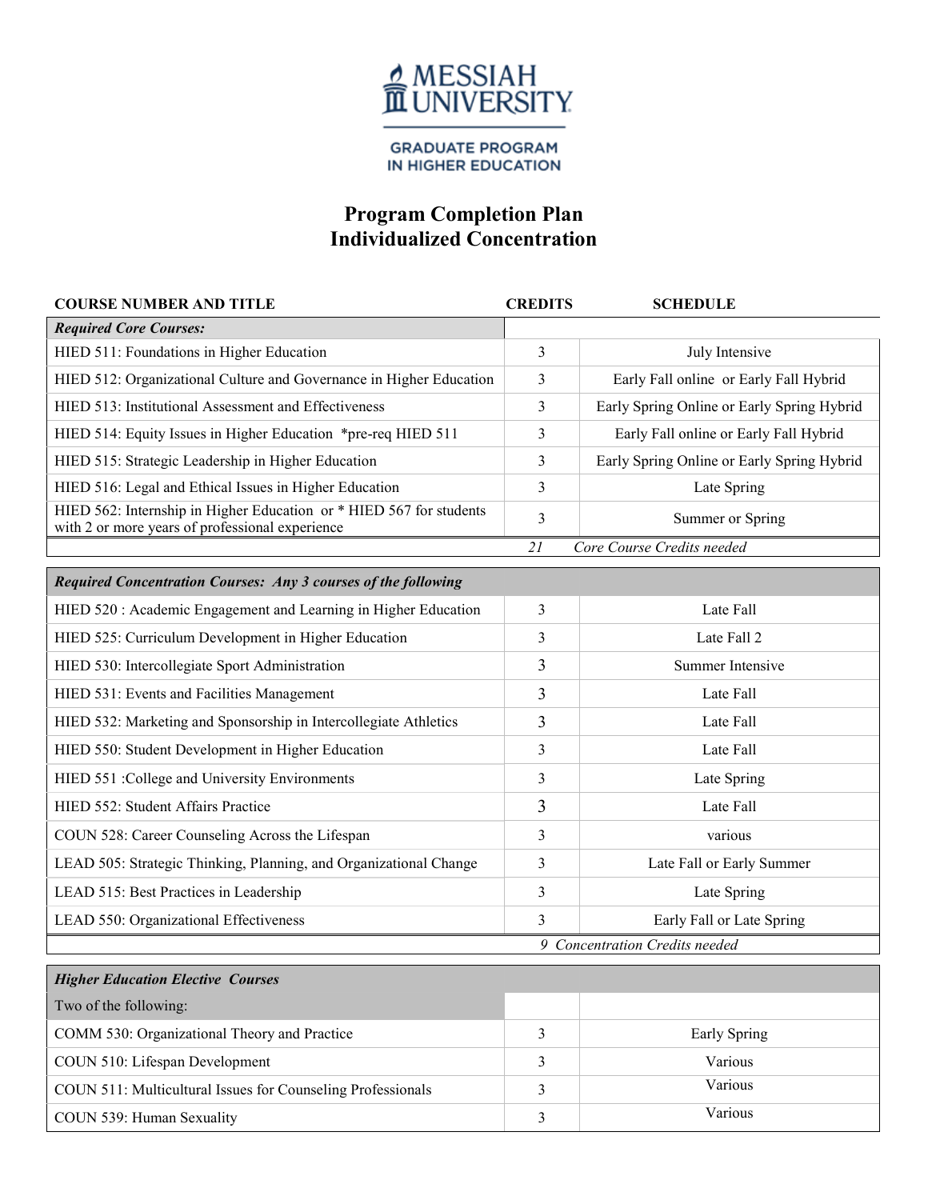MESSIAH UNIVERSITY

GRADUATE PROGRAM IN HIGHER EDUCATION

# Program Completion Plan
# Individualized Concentration

| COURSE NUMBER AND TITLE | CREDITS | SCHEDULE |
|---|---|---|
| ***Required Core Courses:*** | | |
| HIED 511: Foundations in Higher Education | 3 | July Intensive |
| HIED 512: Organizational Culture and Governance in Higher Education | 3 | Early Fall online or Early Fall Hybrid |
| HIED 513: Institutional Assessment and Effectiveness | 3 | Early Spring Online or Early Spring Hybrid |
| HIED 514: Equity Issues in Higher Education *pre-req HIED 511 | 3 | Early Fall online or Early Fall Hybrid |
| HIED 515: Strategic Leadership in Higher Education | 3 | Early Spring Online or Early Spring Hybrid |
| HIED 516: Legal and Ethical Issues in Higher Education | 3 | Late Spring |
| HIED 562: Internship in Higher Education or * HIED 567 for students with 2 or more years of professional experience | 3 | Summer or Spring |
| | *21* | *Core Course Credits needed* |
| ***Required Concentration Courses: Any 3 courses of the following*** | | |
| HIED 520 : Academic Engagement and Learning in Higher Education | 3 | Late Fall |
| HIED 525: Curriculum Development in Higher Education | 3 | Late Fall 2 |
| HIED 530: Intercollegiate Sport Administration | 3 | Summer Intensive |
| HIED 531: Events and Facilities Management | 3 | Late Fall |
| HIED 532: Marketing and Sponsorship in Intercollegiate Athletics | 3 | Late Fall |
| HIED 550: Student Development in Higher Education | 3 | Late Fall |
| HIED 551 :College and University Environments | 3 | Late Spring |
| HIED 552: Student Affairs Practice | 3 | Late Fall |
| COUN 528: Career Counseling Across the Lifespan | 3 | various |
| LEAD 505: Strategic Thinking, Planning, and Organizational Change | 3 | Late Fall or Early Summer |
| LEAD 515: Best Practices in Leadership | 3 | Late Spring |
| LEAD 550: Organizational Effectiveness | 3 | Early Fall or Late Spring |
| | *9* | *Concentration Credits needed* |
| ***Higher Education Elective Courses*** | | |
| Two of the following: | | |
| COMM 530: Organizational Theory and Practice | 3 | Early Spring |
| COUN 510: Lifespan Development | 3 | Various |
| COUN 511: Multicultural Issues for Counseling Professionals | 3 | Various |
| COUN 539: Human Sexuality | 3 | Various |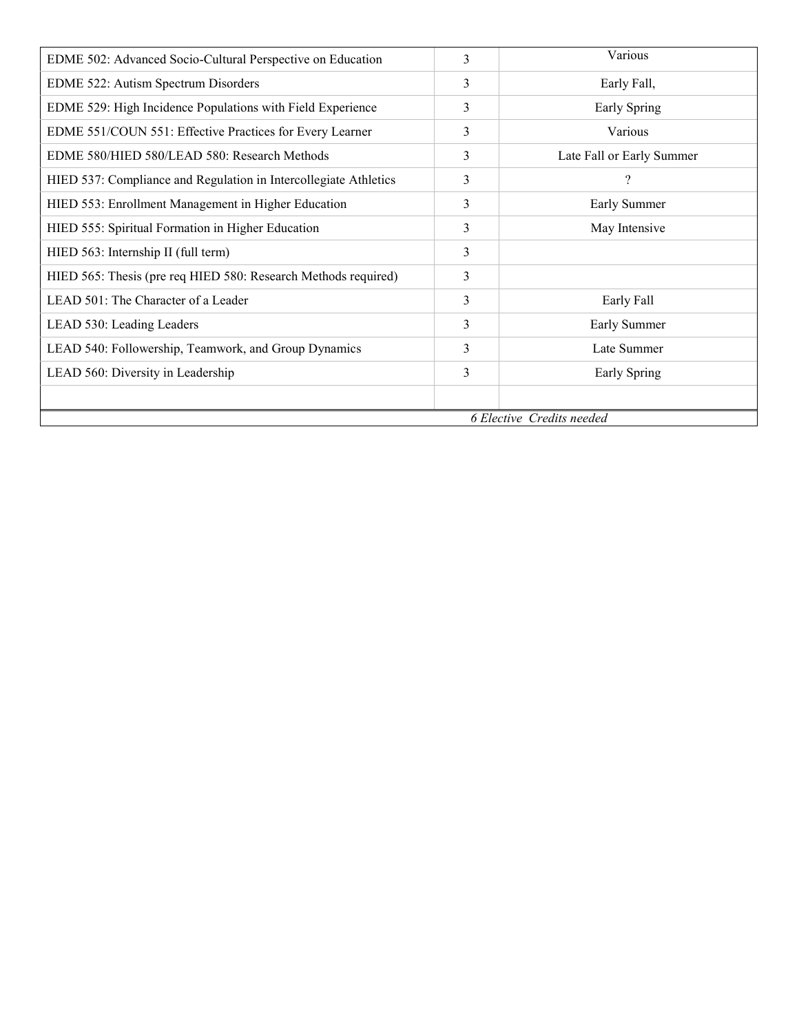| | | |
|---|---|---|
| EDME 502: Advanced Socio-Cultural Perspective on Education | 3 | Various |
| EDME 522: Autism Spectrum Disorders | 3 | Early Fall, |
| EDME 529: High Incidence Populations with Field Experience | 3 | Early Spring |
| EDME 551/COUN 551: Effective Practices for Every Learner | 3 | Various |
| EDME 580/HIED 580/LEAD 580: Research Methods | 3 | Late Fall or Early Summer |
| HIED 537: Compliance and Regulation in Intercollegiate Athletics | 3 | ? |
| HIED 553: Enrollment Management in Higher Education | 3 | Early Summer |
| HIED 555: Spiritual Formation in Higher Education | 3 | May Intensive |
| HIED 563: Internship II (full term) | 3 | |
| HIED 565: Thesis (pre req HIED 580: Research Methods required) | 3 | |
| LEAD 501: The Character of a Leader | 3 | Early Fall |
| LEAD 530: Leading Leaders | 3 | Early Summer |
| LEAD 540: Followership, Teamwork, and Group Dynamics | 3 | Late Summer |
| LEAD 560: Diversity in Leadership | 3 | Early Spring |
| | | |
| *6 Elective Credits needed* | | |